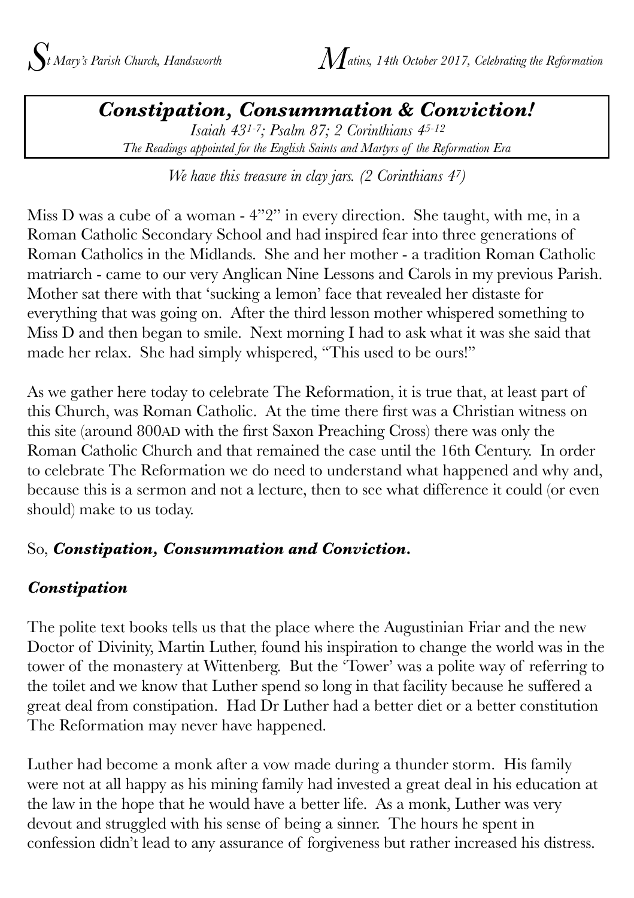# *Constipation, Consummation & Conviction!*

*Isaiah 43:1-7; Psalm 87; 2 Corinthians 4:5-12*
*The Readings appointed for the English Saints and Martyrs of the Reformation Era*

*We have this treasure in clay jars. (2 Corinthians 4:7)*

Miss D was a cube of a woman - 4"2" in every direction. She taught, with me, in a Roman Catholic Secondary School and had inspired fear into three generations of Roman Catholics in the Midlands. She and her mother - a tradition Roman Catholic matriarch - came to our very Anglican Nine Lessons and Carols in my previous Parish. Mother sat there with that 'sucking a lemon' face that revealed her distaste for everything that was going on. After the third lesson mother whispered something to Miss D and then began to smile. Next morning I had to ask what it was she said that made her relax. She had simply whispered, "This used to be ours!"

As we gather here today to celebrate The Reformation, it is true that, at least part of this Church, was Roman Catholic. At the time there first was a Christian witness on this site (around 800AD with the first Saxon Preaching Cross) there was only the Roman Catholic Church and that remained the case until the 16th Century. In order to celebrate The Reformation we do need to understand what happened and why and, because this is a sermon and not a lecture, then to see what difference it could (or even should) make to us today.

So, ***Constipation, Consummation and Conviction.***

## *Constipation*

The polite text books tells us that the place where the Augustinian Friar and the new Doctor of Divinity, Martin Luther, found his inspiration to change the world was in the tower of the monastery at Wittenberg. But the 'Tower' was a polite way of referring to the toilet and we know that Luther spend so long in that facility because he suffered a great deal from constipation. Had Dr Luther had a better diet or a better constitution The Reformation may never have happened.

Luther had become a monk after a vow made during a thunder storm. His family were not at all happy as his mining family had invested a great deal in his education at the law in the hope that he would have a better life. As a monk, Luther was very devout and struggled with his sense of being a sinner. The hours he spent in confession didn't lead to any assurance of forgiveness but rather increased his distress.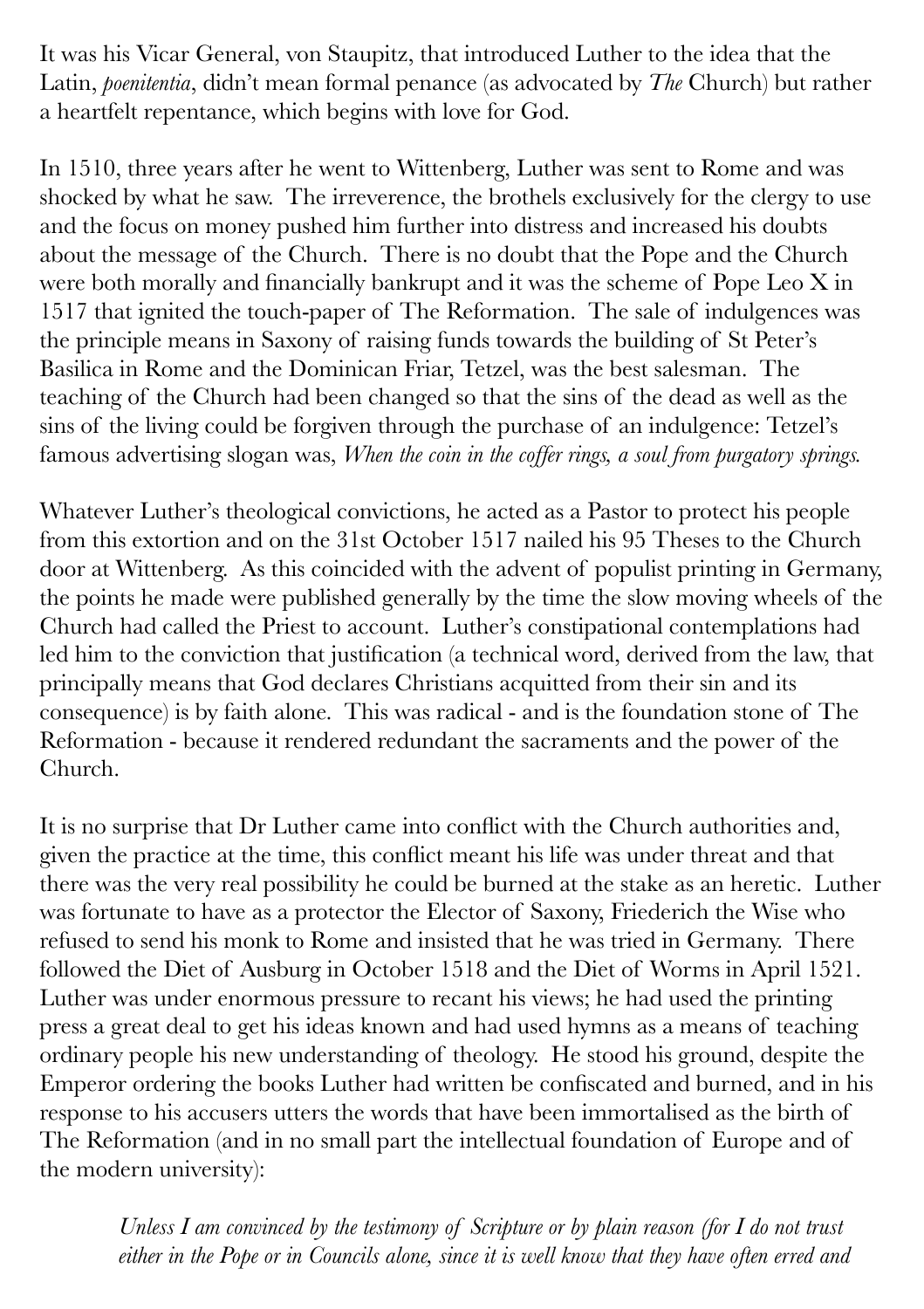It was his Vicar General, von Staupitz, that introduced Luther to the idea that the Latin, *poenitentia*, didn't mean formal penance (as advocated by *The* Church) but rather a heartfelt repentance, which begins with love for God.

In 1510, three years after he went to Wittenberg, Luther was sent to Rome and was shocked by what he saw. The irreverence, the brothels exclusively for the clergy to use and the focus on money pushed him further into distress and increased his doubts about the message of the Church. There is no doubt that the Pope and the Church were both morally and financially bankrupt and it was the scheme of Pope Leo X in 1517 that ignited the touch-paper of The Reformation. The sale of indulgences was the principle means in Saxony of raising funds towards the building of St Peter's Basilica in Rome and the Dominican Friar, Tetzel, was the best salesman. The teaching of the Church had been changed so that the sins of the dead as well as the sins of the living could be forgiven through the purchase of an indulgence: Tetzel's famous advertising slogan was, *When the coin in the coffer rings, a soul from purgatory springs.*

Whatever Luther's theological convictions, he acted as a Pastor to protect his people from this extortion and on the 31st October 1517 nailed his 95 Theses to the Church door at Wittenberg. As this coincided with the advent of populist printing in Germany, the points he made were published generally by the time the slow moving wheels of the Church had called the Priest to account. Luther's constipational contemplations had led him to the conviction that justification (a technical word, derived from the law, that principally means that God declares Christians acquitted from their sin and its consequence) is by faith alone. This was radical - and is the foundation stone of The Reformation - because it rendered redundant the sacraments and the power of the Church.

It is no surprise that Dr Luther came into conflict with the Church authorities and, given the practice at the time, this conflict meant his life was under threat and that there was the very real possibility he could be burned at the stake as an heretic. Luther was fortunate to have as a protector the Elector of Saxony, Friederich the Wise who refused to send his monk to Rome and insisted that he was tried in Germany. There followed the Diet of Ausburg in October 1518 and the Diet of Worms in April 1521. Luther was under enormous pressure to recant his views; he had used the printing press a great deal to get his ideas known and had used hymns as a means of teaching ordinary people his new understanding of theology. He stood his ground, despite the Emperor ordering the books Luther had written be confiscated and burned, and in his response to his accusers utters the words that have been immortalised as the birth of The Reformation (and in no small part the intellectual foundation of Europe and of the modern university):

> *Unless I am convinced by the testimony of Scripture or by plain reason (for I do not trust either in the Pope or in Councils alone, since it is well know that they have often erred and*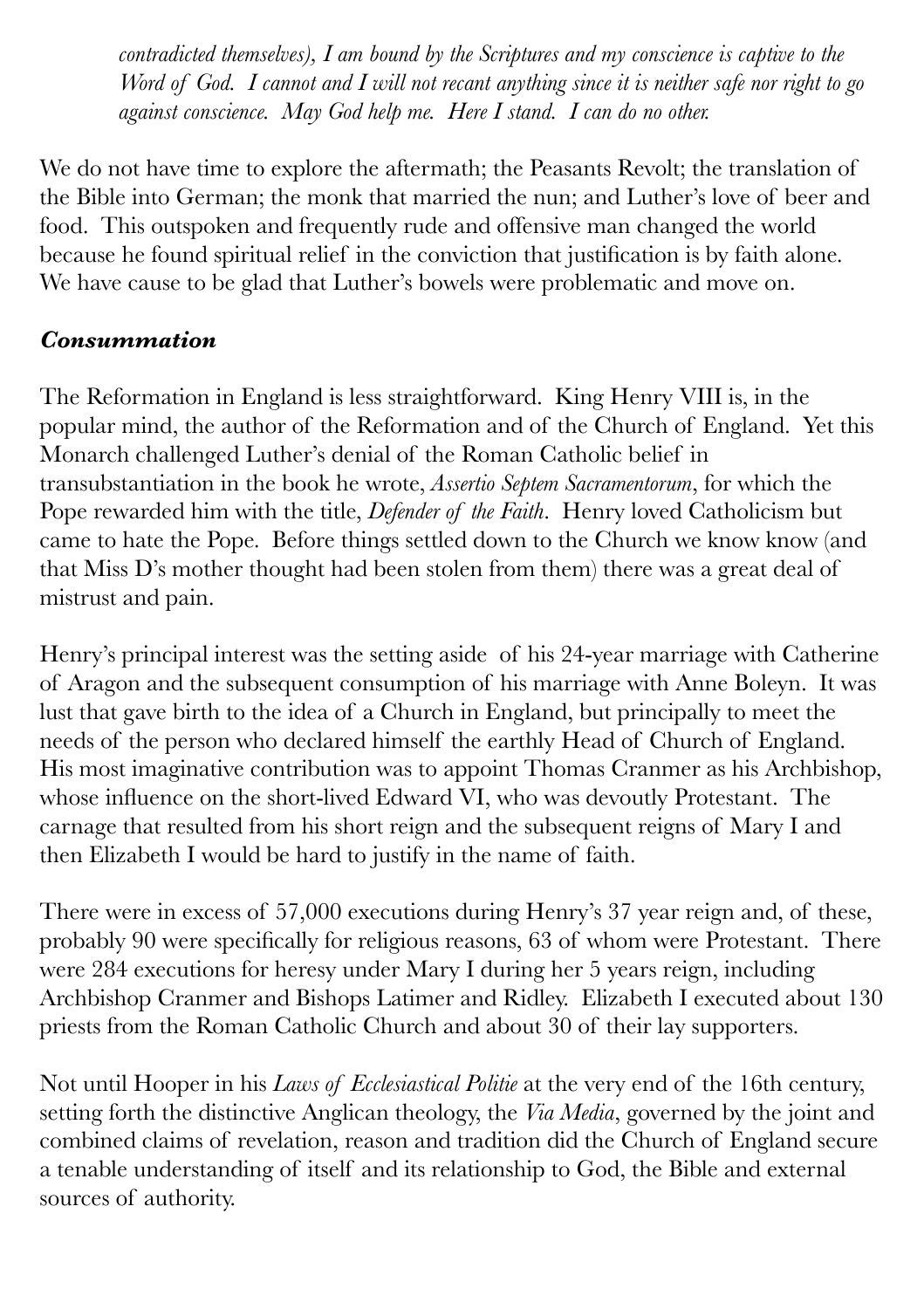*contradicted themselves), I am bound by the Scriptures and my conscience is captive to the Word of God. I cannot and I will not recant anything since it is neither safe nor right to go against conscience. May God help me. Here I stand. I can do no other.*

We do not have time to explore the aftermath; the Peasants Revolt; the translation of the Bible into German; the monk that married the nun; and Luther's love of beer and food. This outspoken and frequently rude and offensive man changed the world because he found spiritual relief in the conviction that justification is by faith alone. We have cause to be glad that Luther's bowels were problematic and move on.

### *Consummation*

The Reformation in England is less straightforward. King Henry VIII is, in the popular mind, the author of the Reformation and of the Church of England. Yet this Monarch challenged Luther's denial of the Roman Catholic belief in transubstantiation in the book he wrote, *Assertio Septem Sacramentorum*, for which the Pope rewarded him with the title, *Defender of the Faith*. Henry loved Catholicism but came to hate the Pope. Before things settled down to the Church we know know (and that Miss D's mother thought had been stolen from them) there was a great deal of mistrust and pain.

Henry's principal interest was the setting aside of his 24-year marriage with Catherine of Aragon and the subsequent consumption of his marriage with Anne Boleyn. It was lust that gave birth to the idea of a Church in England, but principally to meet the needs of the person who declared himself the earthly Head of Church of England. His most imaginative contribution was to appoint Thomas Cranmer as his Archbishop, whose influence on the short-lived Edward VI, who was devoutly Protestant. The carnage that resulted from his short reign and the subsequent reigns of Mary I and then Elizabeth I would be hard to justify in the name of faith.

There were in excess of 57,000 executions during Henry's 37 year reign and, of these, probably 90 were specifically for religious reasons, 63 of whom were Protestant. There were 284 executions for heresy under Mary I during her 5 years reign, including Archbishop Cranmer and Bishops Latimer and Ridley. Elizabeth I executed about 130 priests from the Roman Catholic Church and about 30 of their lay supporters.

Not until Hooper in his *Laws of Ecclesiastical Politie* at the very end of the 16th century, setting forth the distinctive Anglican theology, the *Via Media*, governed by the joint and combined claims of revelation, reason and tradition did the Church of England secure a tenable understanding of itself and its relationship to God, the Bible and external sources of authority.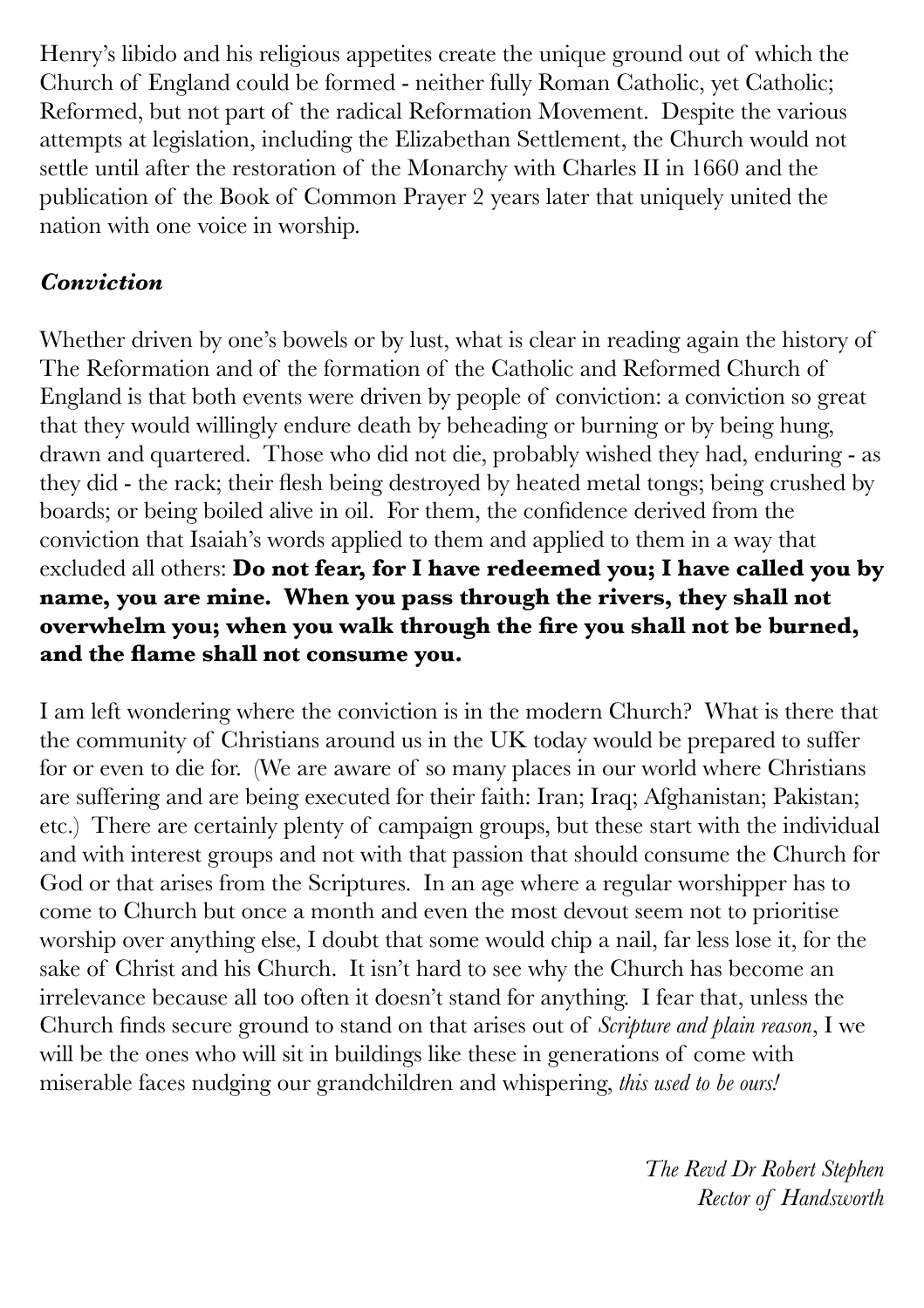Henry's libido and his religious appetites create the unique ground out of which the Church of England could be formed - neither fully Roman Catholic, yet Catholic; Reformed, but not part of the radical Reformation Movement. Despite the various attempts at legislation, including the Elizabethan Settlement, the Church would not settle until after the restoration of the Monarchy with Charles II in 1660 and the publication of the Book of Common Prayer 2 years later that uniquely united the nation with one voice in worship.

### *Conviction*

Whether driven by one's bowels or by lust, what is clear in reading again the history of The Reformation and of the formation of the Catholic and Reformed Church of England is that both events were driven by people of conviction: a conviction so great that they would willingly endure death by beheading or burning or by being hung, drawn and quartered. Those who did not die, probably wished they had, enduring - as they did - the rack; their flesh being destroyed by heated metal tongs; being crushed by boards; or being boiled alive in oil. For them, the confidence derived from the conviction that Isaiah's words applied to them and applied to them in a way that excluded all others: **Do not fear, for I have redeemed you; I have called you by name, you are mine. When you pass through the rivers, they shall not overwhelm you; when you walk through the fire you shall not be burned, and the flame shall not consume you.**

I am left wondering where the conviction is in the modern Church? What is there that the community of Christians around us in the UK today would be prepared to suffer for or even to die for. (We are aware of so many places in our world where Christians are suffering and are being executed for their faith: Iran; Iraq; Afghanistan; Pakistan; etc.) There are certainly plenty of campaign groups, but these start with the individual and with interest groups and not with that passion that should consume the Church for God or that arises from the Scriptures. In an age where a regular worshipper has to come to Church but once a month and even the most devout seem not to prioritise worship over anything else, I doubt that some would chip a nail, far less lose it, for the sake of Christ and his Church. It isn't hard to see why the Church has become an irrelevance because all too often it doesn't stand for anything. I fear that, unless the Church finds secure ground to stand on that arises out of *Scripture and plain reason*, I we will be the ones who will sit in buildings like these in generations of come with miserable faces nudging our grandchildren and whispering, *this used to be ours!*

*The Revd Dr Robert Stephen*
*Rector of Handsworth*